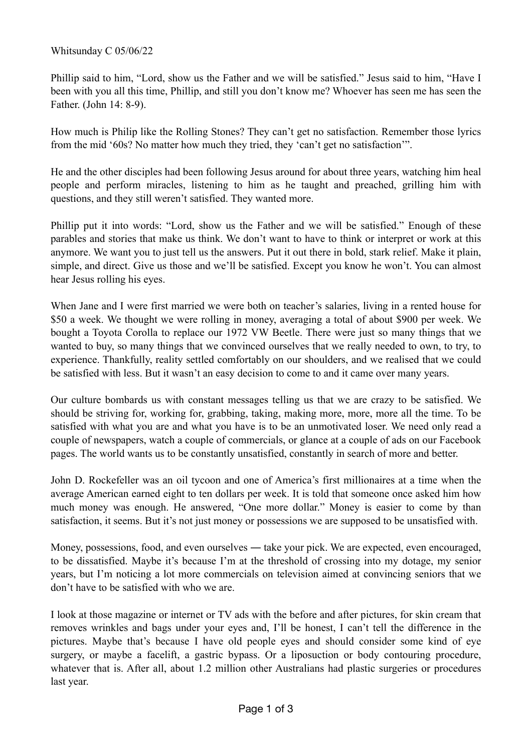Whitsunday C 05/06/22

Phillip said to him, "Lord, show us the Father and we will be satisfied." Jesus said to him, "Have I been with you all this time, Phillip, and still you don't know me? Whoever has seen me has seen the Father. (John 14: 8-9).

How much is Philip like the Rolling Stones? They can't get no satisfaction. Remember those lyrics from the mid '60s? No matter how much they tried, they 'can't get no satisfaction'".

He and the other disciples had been following Jesus around for about three years, watching him heal people and perform miracles, listening to him as he taught and preached, grilling him with questions, and they still weren't satisfied. They wanted more.

Phillip put it into words: "Lord, show us the Father and we will be satisfied." Enough of these parables and stories that make us think. We don't want to have to think or interpret or work at this anymore. We want you to just tell us the answers. Put it out there in bold, stark relief. Make it plain, simple, and direct. Give us those and we'll be satisfied. Except you know he won't. You can almost hear Jesus rolling his eyes.

When Jane and I were first married we were both on teacher's salaries, living in a rented house for $50 a week. We thought we were rolling in money, averaging a total of about $900 per week. We bought a Toyota Corolla to replace our 1972 VW Beetle. There were just so many things that we wanted to buy, so many things that we convinced ourselves that we really needed to own, to try, to experience. Thankfully, reality settled comfortably on our shoulders, and we realised that we could be satisfied with less. But it wasn't an easy decision to come to and it came over many years.

Our culture bombards us with constant messages telling us that we are crazy to be satisfied. We should be striving for, working for, grabbing, taking, making more, more, more all the time. To be satisfied with what you are and what you have is to be an unmotivated loser. We need only read a couple of newspapers, watch a couple of commercials, or glance at a couple of ads on our Facebook pages. The world wants us to be constantly unsatisfied, constantly in search of more and better.

John D. Rockefeller was an oil tycoon and one of America's first millionaires at a time when the average American earned eight to ten dollars per week. It is told that someone once asked him how much money was enough. He answered, "One more dollar." Money is easier to come by than satisfaction, it seems. But it's not just money or possessions we are supposed to be unsatisfied with.

Money, possessions, food, and even ourselves — take your pick. We are expected, even encouraged, to be dissatisfied. Maybe it's because I'm at the threshold of crossing into my dotage, my senior years, but I'm noticing a lot more commercials on television aimed at convincing seniors that we don't have to be satisfied with who we are.

I look at those magazine or internet or TV ads with the before and after pictures, for skin cream that removes wrinkles and bags under your eyes and, I'll be honest, I can't tell the difference in the pictures. Maybe that's because I have old people eyes and should consider some kind of eye surgery, or maybe a facelift, a gastric bypass. Or a liposuction or body contouring procedure, whatever that is. After all, about 1.2 million other Australians had plastic surgeries or procedures last year.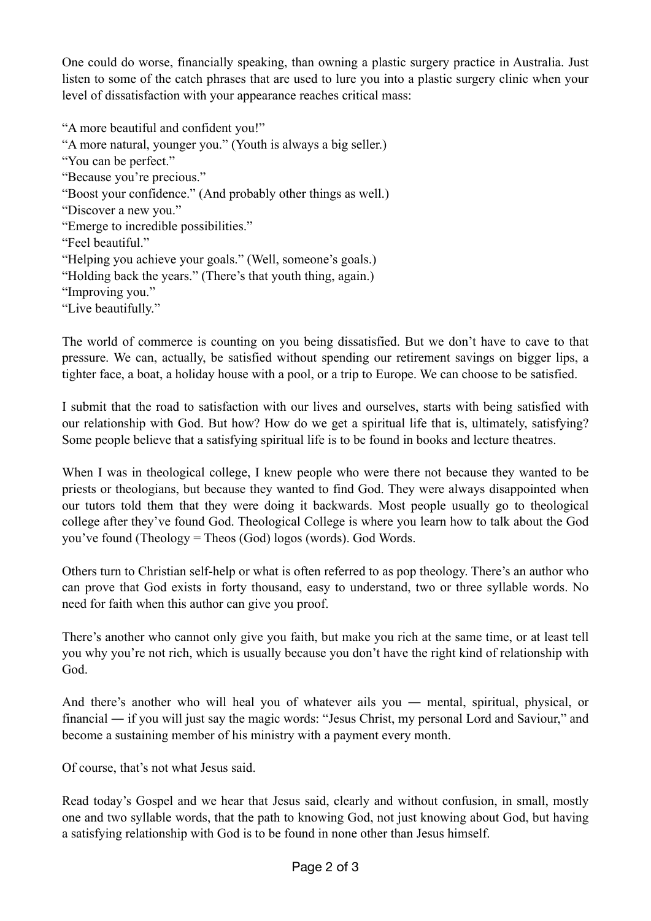One could do worse, financially speaking, than owning a plastic surgery practice in Australia. Just listen to some of the catch phrases that are used to lure you into a plastic surgery clinic when your level of dissatisfaction with your appearance reaches critical mass:

"A more beautiful and confident you!"
"A more natural, younger you." (Youth is always a big seller.)
"You can be perfect."
"Because you're precious."
"Boost your confidence." (And probably other things as well.)
"Discover a new you."
"Emerge to incredible possibilities."
"Feel beautiful."
"Helping you achieve your goals." (Well, someone's goals.)
"Holding back the years." (There's that youth thing, again.)
"Improving you."
"Live beautifully."

The world of commerce is counting on you being dissatisfied. But we don't have to cave to that pressure. We can, actually, be satisfied without spending our retirement savings on bigger lips, a tighter face, a boat, a holiday house with a pool, or a trip to Europe. We can choose to be satisfied.

I submit that the road to satisfaction with our lives and ourselves, starts with being satisfied with our relationship with God. But how? How do we get a spiritual life that is, ultimately, satisfying? Some people believe that a satisfying spiritual life is to be found in books and lecture theatres.

When I was in theological college, I knew people who were there not because they wanted to be priests or theologians, but because they wanted to find God. They were always disappointed when our tutors told them that they were doing it backwards. Most people usually go to theological college after they've found God. Theological College is where you learn how to talk about the God you've found (Theology = Theos (God) logos (words). God Words.

Others turn to Christian self-help or what is often referred to as pop theology. There's an author who can prove that God exists in forty thousand, easy to understand, two or three syllable words. No need for faith when this author can give you proof.

There's another who cannot only give you faith, but make you rich at the same time, or at least tell you why you're not rich, which is usually because you don't have the right kind of relationship with God.

And there's another who will heal you of whatever ails you — mental, spiritual, physical, or financial — if you will just say the magic words: "Jesus Christ, my personal Lord and Saviour," and become a sustaining member of his ministry with a payment every month.

Of course, that's not what Jesus said.

Read today's Gospel and we hear that Jesus said, clearly and without confusion, in small, mostly one and two syllable words, that the path to knowing God, not just knowing about God, but having a satisfying relationship with God is to be found in none other than Jesus himself.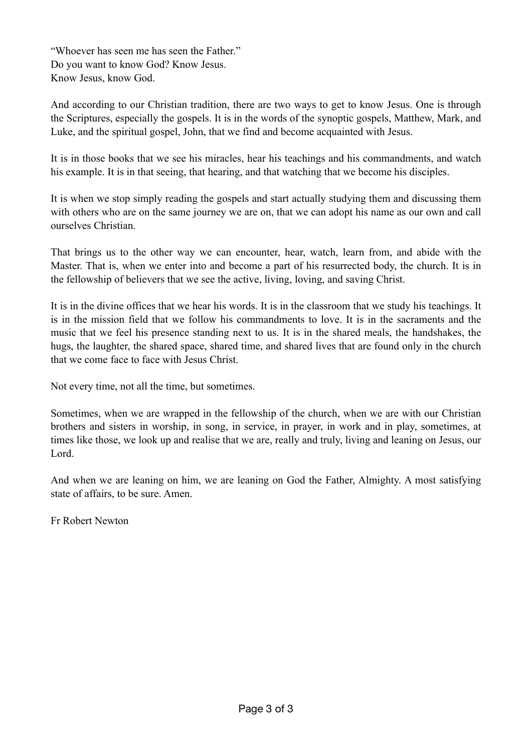"Whoever has seen me has seen the Father."
Do you want to know God? Know Jesus.
Know Jesus, know God.

And according to our Christian tradition, there are two ways to get to know Jesus. One is through the Scriptures, especially the gospels. It is in the words of the synoptic gospels, Matthew, Mark, and Luke, and the spiritual gospel, John, that we find and become acquainted with Jesus.

It is in those books that we see his miracles, hear his teachings and his commandments, and watch his example. It is in that seeing, that hearing, and that watching that we become his disciples.

It is when we stop simply reading the gospels and start actually studying them and discussing them with others who are on the same journey we are on, that we can adopt his name as our own and call ourselves Christian.

That brings us to the other way we can encounter, hear, watch, learn from, and abide with the Master. That is, when we enter into and become a part of his resurrected body, the church. It is in the fellowship of believers that we see the active, living, loving, and saving Christ.

It is in the divine offices that we hear his words. It is in the classroom that we study his teachings. It is in the mission field that we follow his commandments to love. It is in the sacraments and the music that we feel his presence standing next to us. It is in the shared meals, the handshakes, the hugs, the laughter, the shared space, shared time, and shared lives that are found only in the church that we come face to face with Jesus Christ.

Not every time, not all the time, but sometimes.

Sometimes, when we are wrapped in the fellowship of the church, when we are with our Christian brothers and sisters in worship, in song, in service, in prayer, in work and in play, sometimes, at times like those, we look up and realise that we are, really and truly, living and leaning on Jesus, our Lord.

And when we are leaning on him, we are leaning on God the Father, Almighty. A most satisfying state of affairs, to be sure. Amen.

Fr Robert Newton